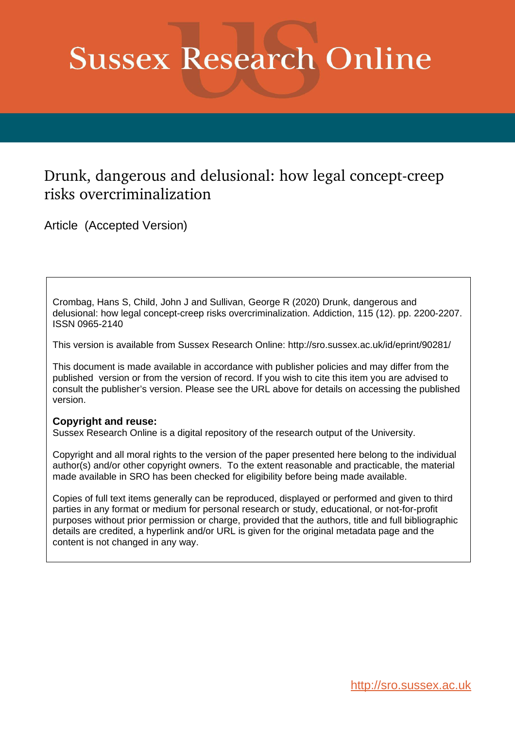# Sussex Research Online

## Drunk, dangerous and delusional: how legal concept-creep risks overcriminalization

Article (Accepted Version)

Crombag, Hans S, Child, John J and Sullivan, George R (2020) Drunk, dangerous and delusional: how legal concept-creep risks overcriminalization. Addiction, 115 (12). pp. 2200-2207. ISSN 0965-2140

This version is available from Sussex Research Online: http://sro.sussex.ac.uk/id/eprint/90281/

This document is made available in accordance with publisher policies and may differ from the published version or from the version of record. If you wish to cite this item you are advised to consult the publisher's version. Please see the URL above for details on accessing the published version.

**Copyright and reuse:**
Sussex Research Online is a digital repository of the research output of the University.

Copyright and all moral rights to the version of the paper presented here belong to the individual author(s) and/or other copyright owners. To the extent reasonable and practicable, the material made available in SRO has been checked for eligibility before being made available.

Copies of full text items generally can be reproduced, displayed or performed and given to third parties in any format or medium for personal research or study, educational, or not-for-profit purposes without prior permission or charge, provided that the authors, title and full bibliographic details are credited, a hyperlink and/or URL is given for the original metadata page and the content is not changed in any way.

http://sro.sussex.ac.uk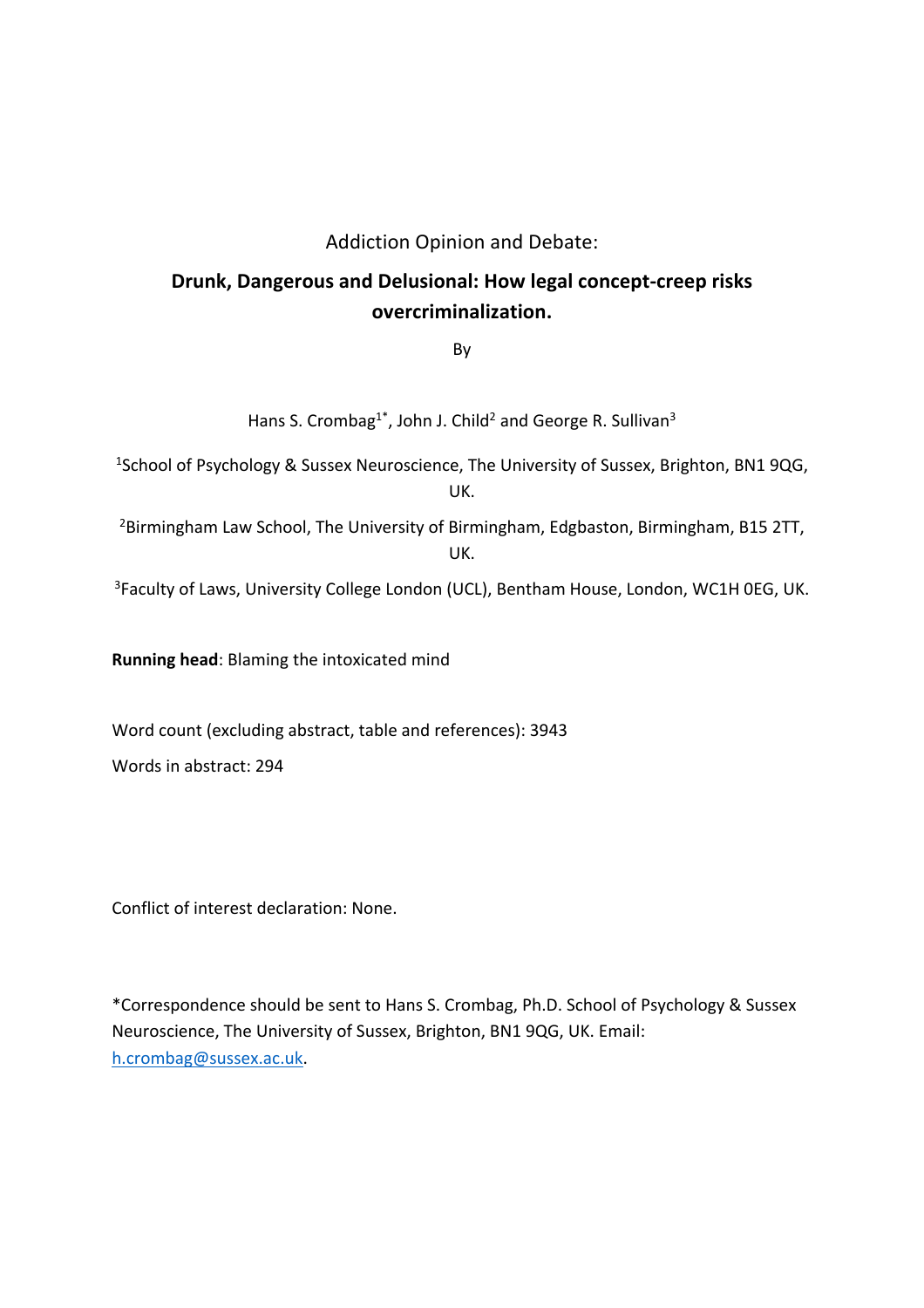Addiction Opinion and Debate:

# Drunk, Dangerous and Delusional: How legal concept-creep risks overcriminalization.

By

Hans S. Crombag[1*], John J. Child[2] and George R. Sullivan[3]

[1]School of Psychology & Sussex Neuroscience, The University of Sussex, Brighton, BN1 9QG, UK.

[2]Birmingham Law School, The University of Birmingham, Edgbaston, Birmingham, B15 2TT, UK.

[3]Faculty of Laws, University College London (UCL), Bentham House, London, WC1H 0EG, UK.

**Running head**: Blaming the intoxicated mind

Word count (excluding abstract, table and references): 3943

Words in abstract: 294

Conflict of interest declaration: None.

*Correspondence should be sent to Hans S. Crombag, Ph.D. School of Psychology & Sussex Neuroscience, The University of Sussex, Brighton, BN1 9QG, UK. Email: h.crombag@sussex.ac.uk.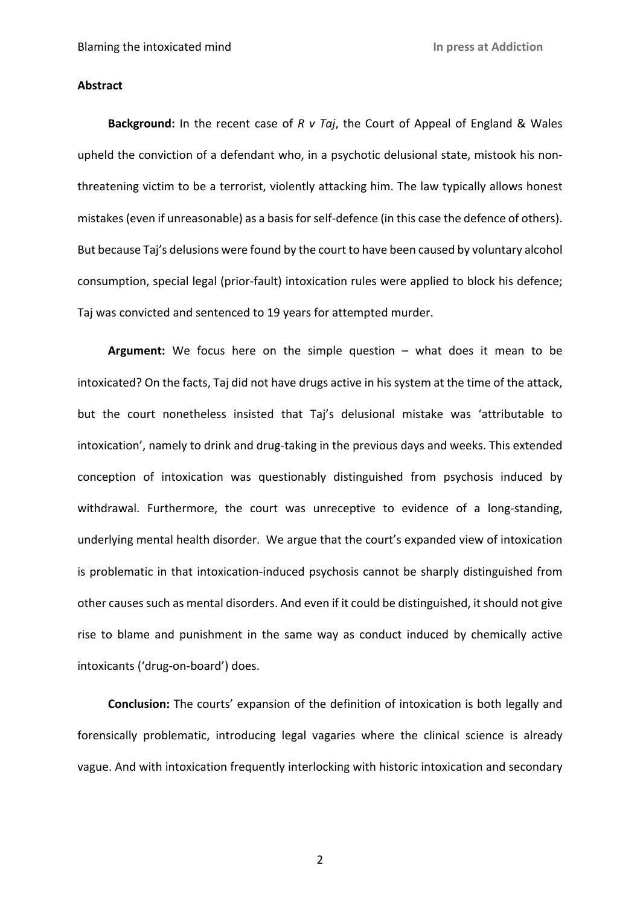**Abstract**

**Background:** In the recent case of *R v Taj*, the Court of Appeal of England & Wales upheld the conviction of a defendant who, in a psychotic delusional state, mistook his non-threatening victim to be a terrorist, violently attacking him. The law typically allows honest mistakes (even if unreasonable) as a basis for self-defence (in this case the defence of others). But because Taj's delusions were found by the court to have been caused by voluntary alcohol consumption, special legal (prior-fault) intoxication rules were applied to block his defence; Taj was convicted and sentenced to 19 years for attempted murder.

**Argument:** We focus here on the simple question – what does it mean to be intoxicated? On the facts, Taj did not have drugs active in his system at the time of the attack, but the court nonetheless insisted that Taj's delusional mistake was 'attributable to intoxication', namely to drink and drug-taking in the previous days and weeks. This extended conception of intoxication was questionably distinguished from psychosis induced by withdrawal. Furthermore, the court was unreceptive to evidence of a long-standing, underlying mental health disorder. We argue that the court's expanded view of intoxication is problematic in that intoxication-induced psychosis cannot be sharply distinguished from other causes such as mental disorders. And even if it could be distinguished, it should not give rise to blame and punishment in the same way as conduct induced by chemically active intoxicants ('drug-on-board') does.

**Conclusion:** The courts' expansion of the definition of intoxication is both legally and forensically problematic, introducing legal vagaries where the clinical science is already vague. And with intoxication frequently interlocking with historic intoxication and secondary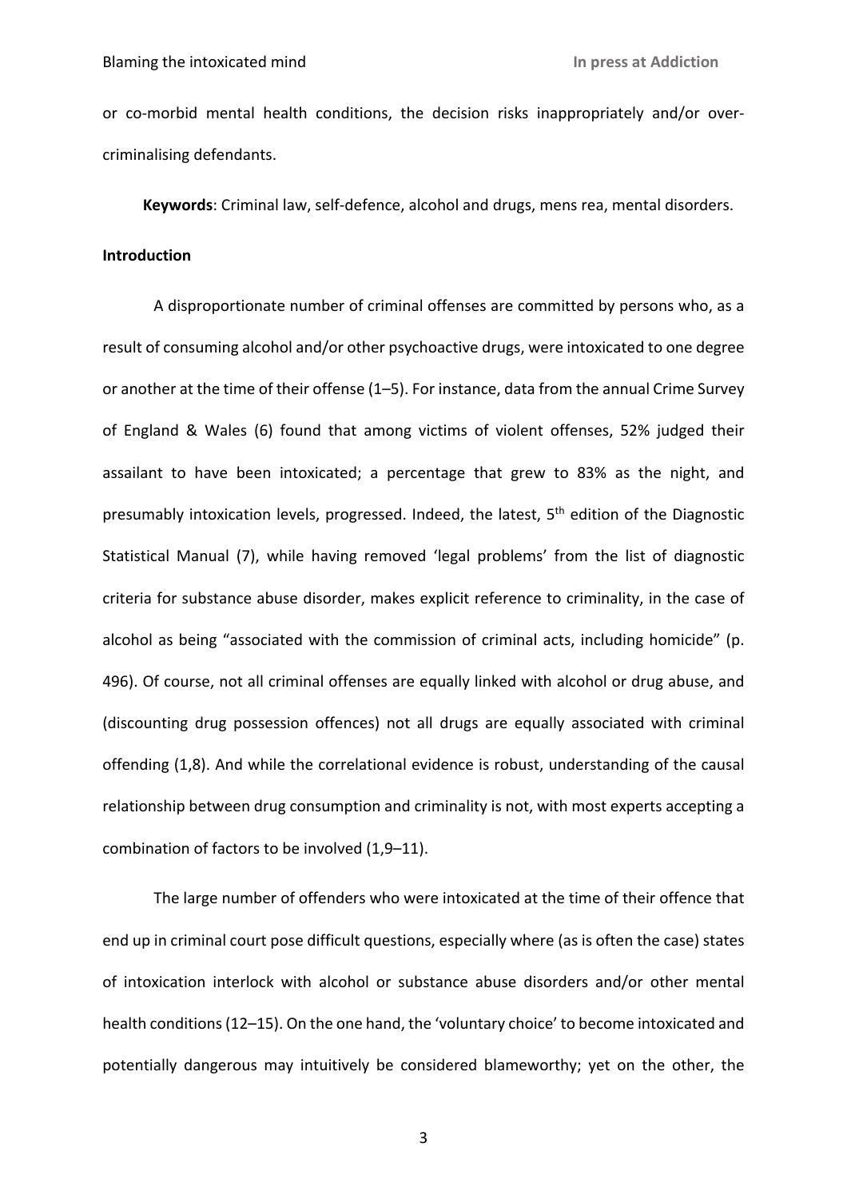or co-morbid mental health conditions, the decision risks inappropriately and/or over-criminalising defendants.

**Keywords**: Criminal law, self-defence, alcohol and drugs, mens rea, mental disorders.

## Introduction

A disproportionate number of criminal offenses are committed by persons who, as a result of consuming alcohol and/or other psychoactive drugs, were intoxicated to one degree or another at the time of their offense (1–5). For instance, data from the annual Crime Survey of England & Wales (6) found that among victims of violent offenses, 52% judged their assailant to have been intoxicated; a percentage that grew to 83% as the night, and presumably intoxication levels, progressed. Indeed, the latest, 5th edition of the Diagnostic Statistical Manual (7), while having removed 'legal problems' from the list of diagnostic criteria for substance abuse disorder, makes explicit reference to criminality, in the case of alcohol as being "associated with the commission of criminal acts, including homicide" (p. 496). Of course, not all criminal offenses are equally linked with alcohol or drug abuse, and (discounting drug possession offences) not all drugs are equally associated with criminal offending (1,8). And while the correlational evidence is robust, understanding of the causal relationship between drug consumption and criminality is not, with most experts accepting a combination of factors to be involved (1,9–11).

The large number of offenders who were intoxicated at the time of their offence that end up in criminal court pose difficult questions, especially where (as is often the case) states of intoxication interlock with alcohol or substance abuse disorders and/or other mental health conditions (12–15). On the one hand, the 'voluntary choice' to become intoxicated and potentially dangerous may intuitively be considered blameworthy; yet on the other, the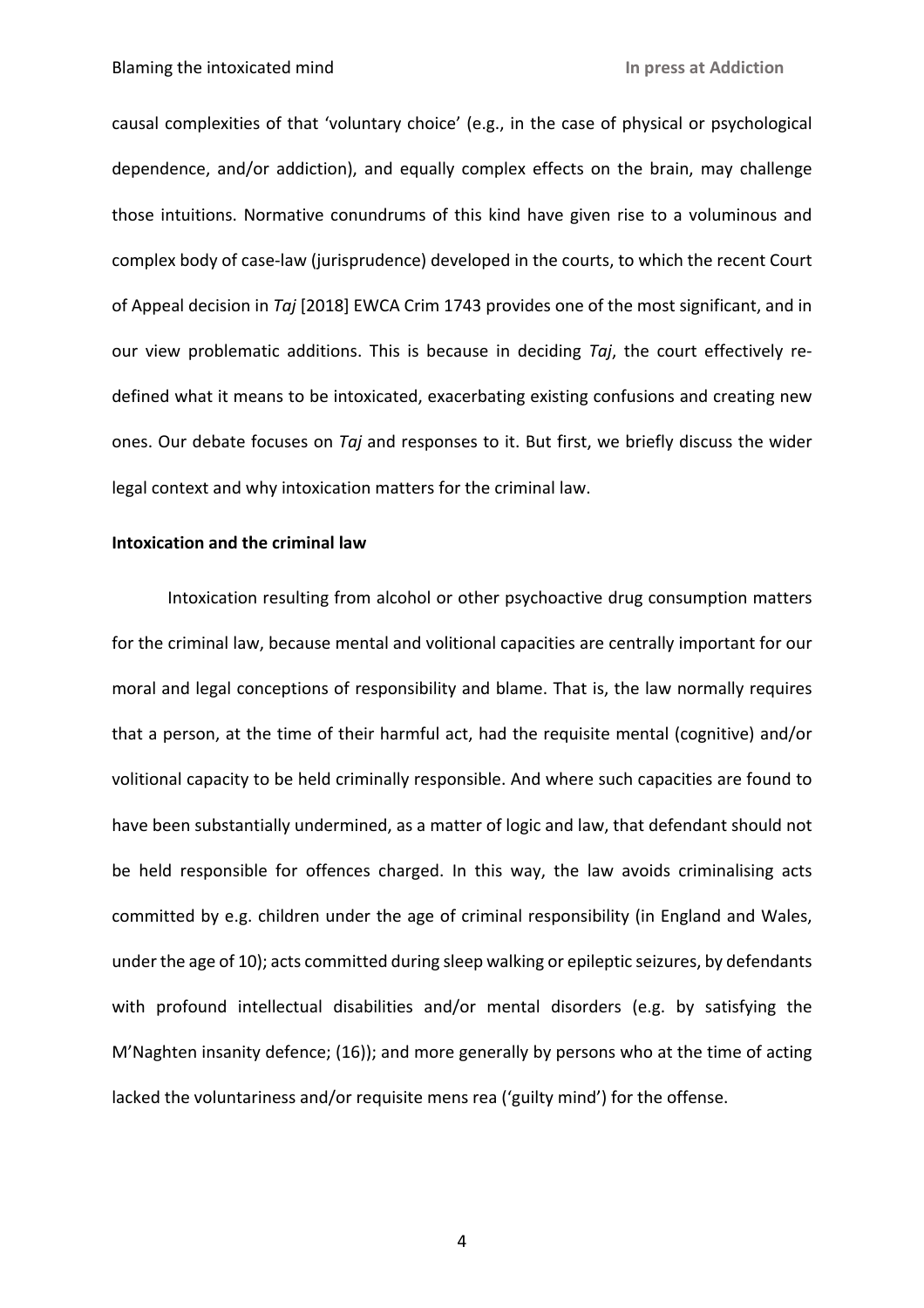causal complexities of that 'voluntary choice' (e.g., in the case of physical or psychological dependence, and/or addiction), and equally complex effects on the brain, may challenge those intuitions. Normative conundrums of this kind have given rise to a voluminous and complex body of case-law (jurisprudence) developed in the courts, to which the recent Court of Appeal decision in *Taj* [2018] EWCA Crim 1743 provides one of the most significant, and in our view problematic additions. This is because in deciding *Taj*, the court effectively re-defined what it means to be intoxicated, exacerbating existing confusions and creating new ones. Our debate focuses on *Taj* and responses to it. But first, we briefly discuss the wider legal context and why intoxication matters for the criminal law.

**Intoxication and the criminal law**

Intoxication resulting from alcohol or other psychoactive drug consumption matters for the criminal law, because mental and volitional capacities are centrally important for our moral and legal conceptions of responsibility and blame. That is, the law normally requires that a person, at the time of their harmful act, had the requisite mental (cognitive) and/or volitional capacity to be held criminally responsible. And where such capacities are found to have been substantially undermined, as a matter of logic and law, that defendant should not be held responsible for offences charged. In this way, the law avoids criminalising acts committed by e.g. children under the age of criminal responsibility (in England and Wales, under the age of 10); acts committed during sleep walking or epileptic seizures, by defendants with profound intellectual disabilities and/or mental disorders (e.g. by satisfying the M'Naghten insanity defence; (16)); and more generally by persons who at the time of acting lacked the voluntariness and/or requisite mens rea ('guilty mind') for the offense.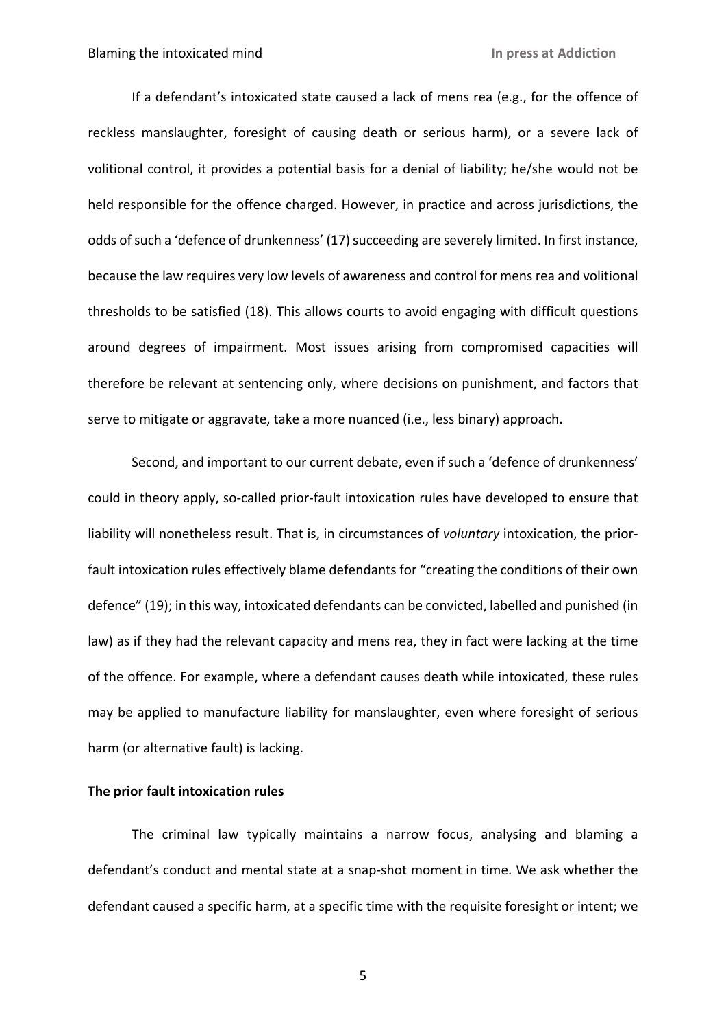If a defendant's intoxicated state caused a lack of mens rea (e.g., for the offence of reckless manslaughter, foresight of causing death or serious harm), or a severe lack of volitional control, it provides a potential basis for a denial of liability; he/she would not be held responsible for the offence charged. However, in practice and across jurisdictions, the odds of such a 'defence of drunkenness' (17) succeeding are severely limited. In first instance, because the law requires very low levels of awareness and control for mens rea and volitional thresholds to be satisfied (18). This allows courts to avoid engaging with difficult questions around degrees of impairment. Most issues arising from compromised capacities will therefore be relevant at sentencing only, where decisions on punishment, and factors that serve to mitigate or aggravate, take a more nuanced (i.e., less binary) approach.

Second, and important to our current debate, even if such a 'defence of drunkenness' could in theory apply, so-called prior-fault intoxication rules have developed to ensure that liability will nonetheless result. That is, in circumstances of *voluntary* intoxication, the prior-fault intoxication rules effectively blame defendants for "creating the conditions of their own defence" (19); in this way, intoxicated defendants can be convicted, labelled and punished (in law) as if they had the relevant capacity and mens rea, they in fact were lacking at the time of the offence. For example, where a defendant causes death while intoxicated, these rules may be applied to manufacture liability for manslaughter, even where foresight of serious harm (or alternative fault) is lacking.

**The prior fault intoxication rules**

The criminal law typically maintains a narrow focus, analysing and blaming a defendant's conduct and mental state at a snap-shot moment in time. We ask whether the defendant caused a specific harm, at a specific time with the requisite foresight or intent; we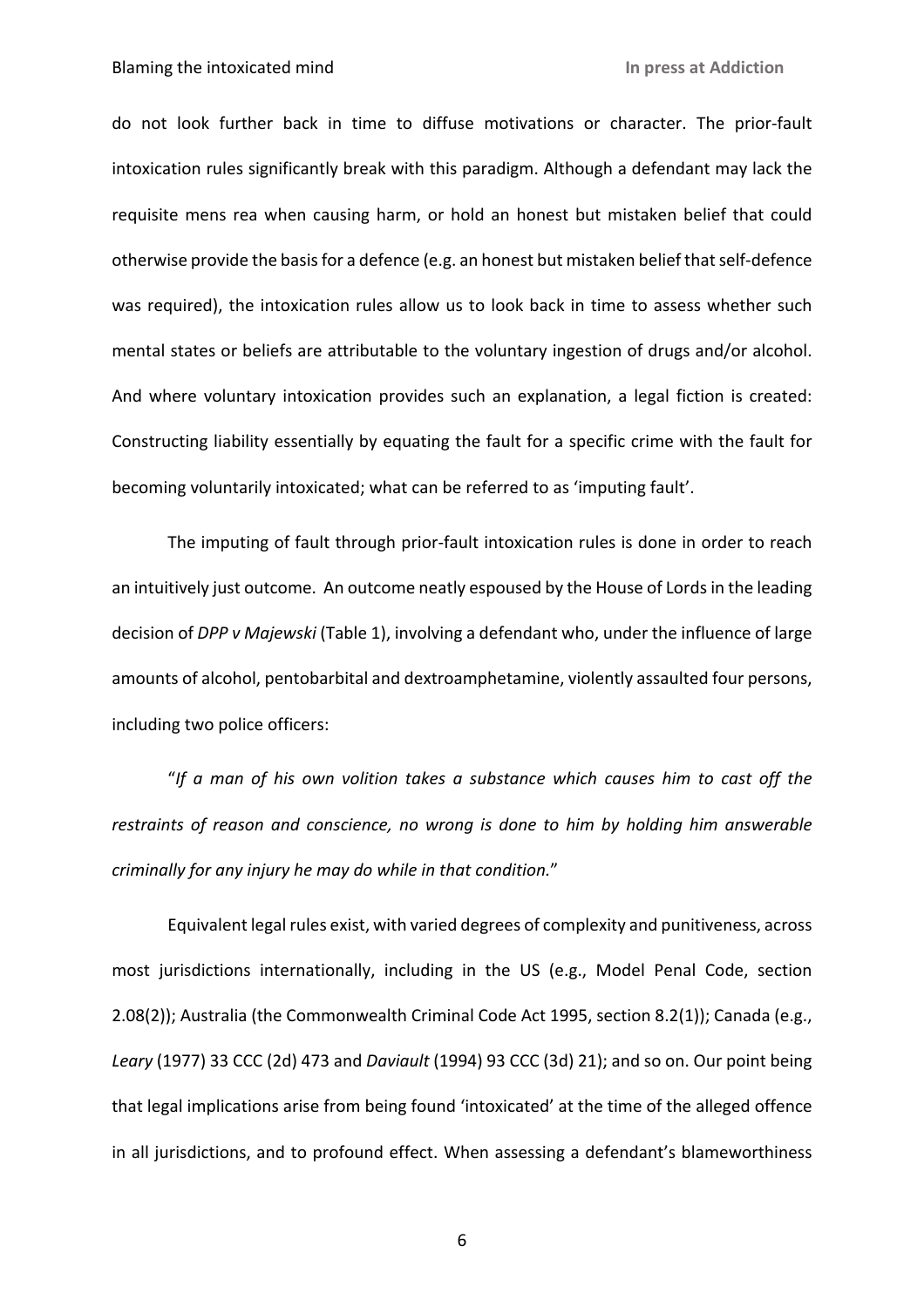do not look further back in time to diffuse motivations or character. The prior-fault intoxication rules significantly break with this paradigm. Although a defendant may lack the requisite mens rea when causing harm, or hold an honest but mistaken belief that could otherwise provide the basis for a defence (e.g. an honest but mistaken belief that self-defence was required), the intoxication rules allow us to look back in time to assess whether such mental states or beliefs are attributable to the voluntary ingestion of drugs and/or alcohol. And where voluntary intoxication provides such an explanation, a legal fiction is created: Constructing liability essentially by equating the fault for a specific crime with the fault for becoming voluntarily intoxicated; what can be referred to as 'imputing fault'.

The imputing of fault through prior-fault intoxication rules is done in order to reach an intuitively just outcome. An outcome neatly espoused by the House of Lords in the leading decision of *DPP v Majewski* (Table 1), involving a defendant who, under the influence of large amounts of alcohol, pentobarbital and dextroamphetamine, violently assaulted four persons, including two police officers:

"*If a man of his own volition takes a substance which causes him to cast off the restraints of reason and conscience, no wrong is done to him by holding him answerable criminally for any injury he may do while in that condition.*"

Equivalent legal rules exist, with varied degrees of complexity and punitiveness, across most jurisdictions internationally, including in the US (e.g., Model Penal Code, section 2.08(2)); Australia (the Commonwealth Criminal Code Act 1995, section 8.2(1)); Canada (e.g., *Leary* (1977) 33 CCC (2d) 473 and *Daviault* (1994) 93 CCC (3d) 21); and so on. Our point being that legal implications arise from being found 'intoxicated' at the time of the alleged offence in all jurisdictions, and to profound effect. When assessing a defendant's blameworthiness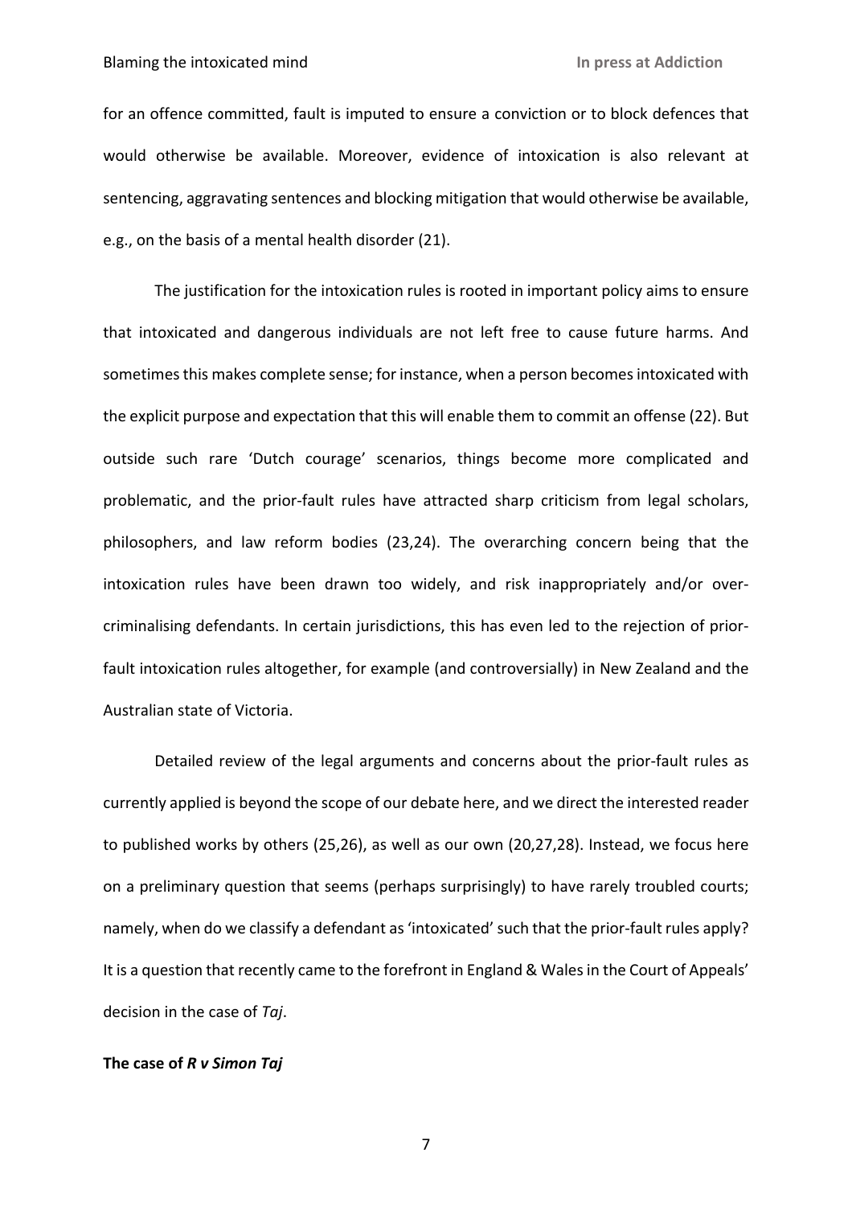for an offence committed, fault is imputed to ensure a conviction or to block defences that would otherwise be available. Moreover, evidence of intoxication is also relevant at sentencing, aggravating sentences and blocking mitigation that would otherwise be available, e.g., on the basis of a mental health disorder (21).

The justification for the intoxication rules is rooted in important policy aims to ensure that intoxicated and dangerous individuals are not left free to cause future harms. And sometimes this makes complete sense; for instance, when a person becomes intoxicated with the explicit purpose and expectation that this will enable them to commit an offense (22). But outside such rare 'Dutch courage' scenarios, things become more complicated and problematic, and the prior-fault rules have attracted sharp criticism from legal scholars, philosophers, and law reform bodies (23,24). The overarching concern being that the intoxication rules have been drawn too widely, and risk inappropriately and/or over-criminalising defendants. In certain jurisdictions, this has even led to the rejection of prior-fault intoxication rules altogether, for example (and controversially) in New Zealand and the Australian state of Victoria.

Detailed review of the legal arguments and concerns about the prior-fault rules as currently applied is beyond the scope of our debate here, and we direct the interested reader to published works by others (25,26), as well as our own (20,27,28). Instead, we focus here on a preliminary question that seems (perhaps surprisingly) to have rarely troubled courts; namely, when do we classify a defendant as 'intoxicated' such that the prior-fault rules apply? It is a question that recently came to the forefront in England & Wales in the Court of Appeals' decision in the case of *Taj*.

**The case of *R v Simon Taj***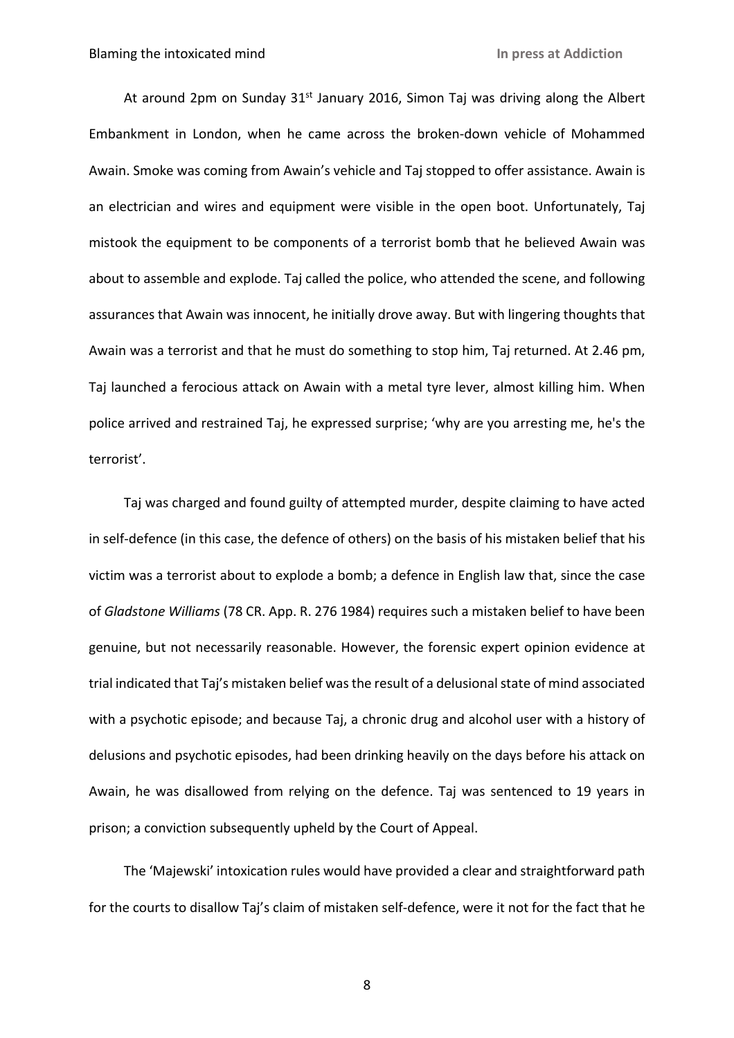At around 2pm on Sunday 31st January 2016, Simon Taj was driving along the Albert Embankment in London, when he came across the broken-down vehicle of Mohammed Awain. Smoke was coming from Awain's vehicle and Taj stopped to offer assistance. Awain is an electrician and wires and equipment were visible in the open boot. Unfortunately, Taj mistook the equipment to be components of a terrorist bomb that he believed Awain was about to assemble and explode. Taj called the police, who attended the scene, and following assurances that Awain was innocent, he initially drove away. But with lingering thoughts that Awain was a terrorist and that he must do something to stop him, Taj returned. At 2.46 pm, Taj launched a ferocious attack on Awain with a metal tyre lever, almost killing him. When police arrived and restrained Taj, he expressed surprise; 'why are you arresting me, he's the terrorist'.

Taj was charged and found guilty of attempted murder, despite claiming to have acted in self-defence (in this case, the defence of others) on the basis of his mistaken belief that his victim was a terrorist about to explode a bomb; a defence in English law that, since the case of *Gladstone Williams* (78 CR. App. R. 276 1984) requires such a mistaken belief to have been genuine, but not necessarily reasonable. However, the forensic expert opinion evidence at trial indicated that Taj's mistaken belief was the result of a delusional state of mind associated with a psychotic episode; and because Taj, a chronic drug and alcohol user with a history of delusions and psychotic episodes, had been drinking heavily on the days before his attack on Awain, he was disallowed from relying on the defence. Taj was sentenced to 19 years in prison; a conviction subsequently upheld by the Court of Appeal.

The 'Majewski' intoxication rules would have provided a clear and straightforward path for the courts to disallow Taj's claim of mistaken self-defence, were it not for the fact that he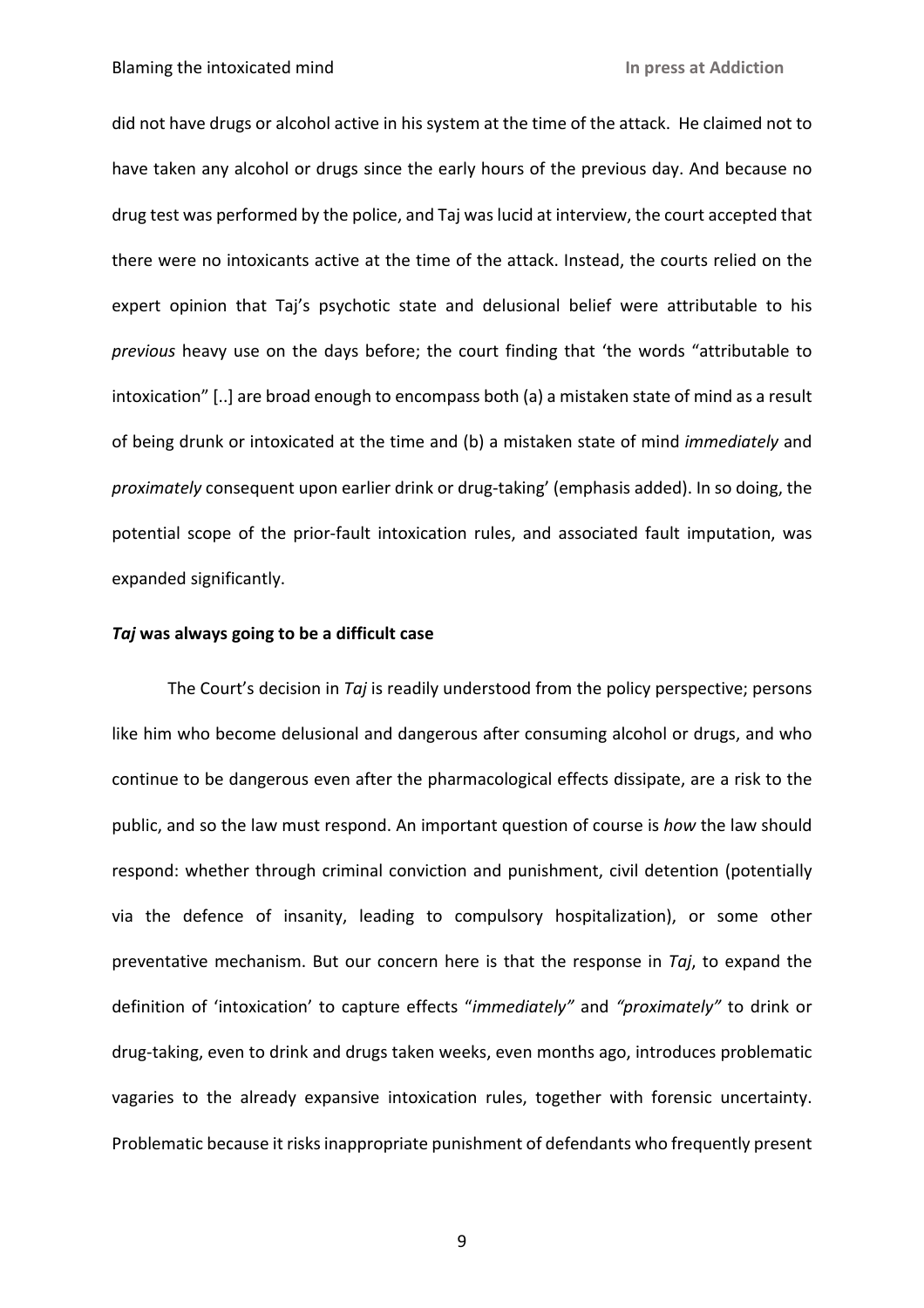did not have drugs or alcohol active in his system at the time of the attack. He claimed not to have taken any alcohol or drugs since the early hours of the previous day. And because no drug test was performed by the police, and Taj was lucid at interview, the court accepted that there were no intoxicants active at the time of the attack. Instead, the courts relied on the expert opinion that Taj's psychotic state and delusional belief were attributable to his *previous* heavy use on the days before; the court finding that 'the words "attributable to intoxication" [..] are broad enough to encompass both (a) a mistaken state of mind as a result of being drunk or intoxicated at the time and (b) a mistaken state of mind *immediately* and *proximately* consequent upon earlier drink or drug-taking' (emphasis added). In so doing, the potential scope of the prior-fault intoxication rules, and associated fault imputation, was expanded significantly.

### ***Taj* was always going to be a difficult case**

The Court's decision in *Taj* is readily understood from the policy perspective; persons like him who become delusional and dangerous after consuming alcohol or drugs, and who continue to be dangerous even after the pharmacological effects dissipate, are a risk to the public, and so the law must respond. An important question of course is *how* the law should respond: whether through criminal conviction and punishment, civil detention (potentially via the defence of insanity, leading to compulsory hospitalization), or some other preventative mechanism. But our concern here is that the response in *Taj*, to expand the definition of 'intoxication' to capture effects "*immediately"* and *"proximately"* to drink or drug-taking, even to drink and drugs taken weeks, even months ago, introduces problematic vagaries to the already expansive intoxication rules, together with forensic uncertainty. Problematic because it risks inappropriate punishment of defendants who frequently present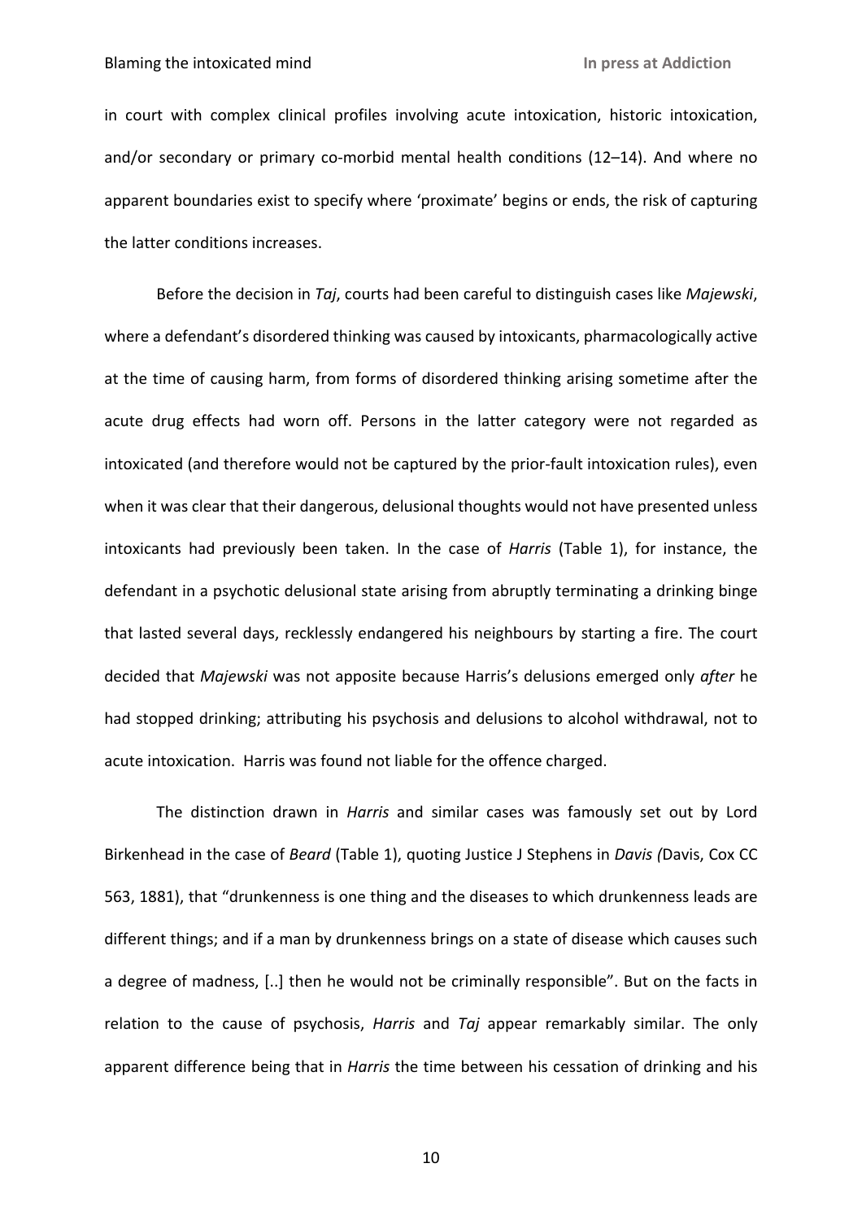in court with complex clinical profiles involving acute intoxication, historic intoxication, and/or secondary or primary co-morbid mental health conditions (12–14). And where no apparent boundaries exist to specify where 'proximate' begins or ends, the risk of capturing the latter conditions increases.

Before the decision in *Taj*, courts had been careful to distinguish cases like *Majewski*, where a defendant's disordered thinking was caused by intoxicants, pharmacologically active at the time of causing harm, from forms of disordered thinking arising sometime after the acute drug effects had worn off. Persons in the latter category were not regarded as intoxicated (and therefore would not be captured by the prior-fault intoxication rules), even when it was clear that their dangerous, delusional thoughts would not have presented unless intoxicants had previously been taken. In the case of *Harris* (Table 1), for instance, the defendant in a psychotic delusional state arising from abruptly terminating a drinking binge that lasted several days, recklessly endangered his neighbours by starting a fire. The court decided that *Majewski* was not apposite because Harris's delusions emerged only *after* he had stopped drinking; attributing his psychosis and delusions to alcohol withdrawal, not to acute intoxication. Harris was found not liable for the offence charged.

The distinction drawn in *Harris* and similar cases was famously set out by Lord Birkenhead in the case of *Beard* (Table 1), quoting Justice J Stephens in *Davis (*Davis, Cox CC 563, 1881), that "drunkenness is one thing and the diseases to which drunkenness leads are different things; and if a man by drunkenness brings on a state of disease which causes such a degree of madness, [..] then he would not be criminally responsible". But on the facts in relation to the cause of psychosis, *Harris* and *Taj* appear remarkably similar. The only apparent difference being that in *Harris* the time between his cessation of drinking and his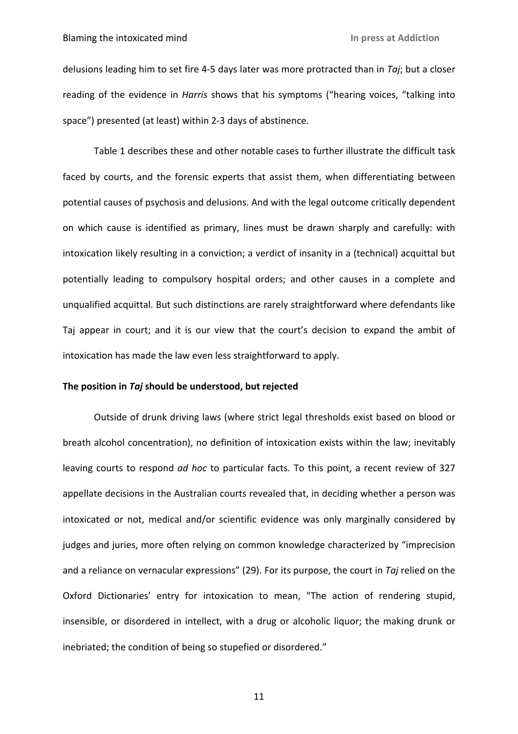delusions leading him to set fire 4-5 days later was more protracted than in *Taj*; but a closer reading of the evidence in *Harris* shows that his symptoms ("hearing voices, "talking into space") presented (at least) within 2-3 days of abstinence.

Table 1 describes these and other notable cases to further illustrate the difficult task faced by courts, and the forensic experts that assist them, when differentiating between potential causes of psychosis and delusions. And with the legal outcome critically dependent on which cause is identified as primary, lines must be drawn sharply and carefully: with intoxication likely resulting in a conviction; a verdict of insanity in a (technical) acquittal but potentially leading to compulsory hospital orders; and other causes in a complete and unqualified acquittal. But such distinctions are rarely straightforward where defendants like Taj appear in court; and it is our view that the court's decision to expand the ambit of intoxication has made the law even less straightforward to apply.

**The position in *Taj* should be understood, but rejected**

Outside of drunk driving laws (where strict legal thresholds exist based on blood or breath alcohol concentration), no definition of intoxication exists within the law; inevitably leaving courts to respond *ad hoc* to particular facts. To this point, a recent review of 327 appellate decisions in the Australian courts revealed that, in deciding whether a person was intoxicated or not, medical and/or scientific evidence was only marginally considered by judges and juries, more often relying on common knowledge characterized by "imprecision and a reliance on vernacular expressions" (29). For its purpose, the court in *Taj* relied on the Oxford Dictionaries' entry for intoxication to mean, "The action of rendering stupid, insensible, or disordered in intellect, with a drug or alcoholic liquor; the making drunk or inebriated; the condition of being so stupefied or disordered."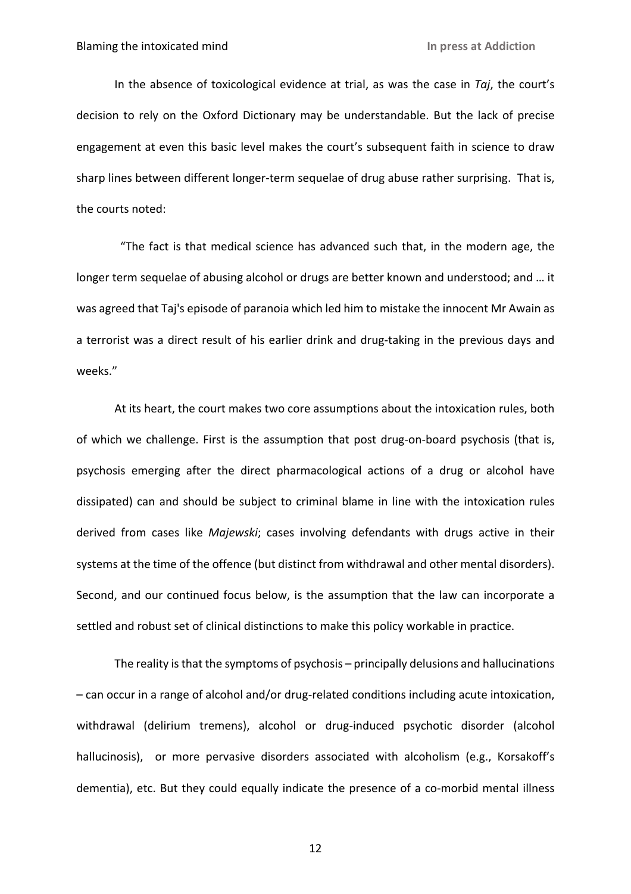In the absence of toxicological evidence at trial, as was the case in *Taj*, the court's decision to rely on the Oxford Dictionary may be understandable. But the lack of precise engagement at even this basic level makes the court's subsequent faith in science to draw sharp lines between different longer-term sequelae of drug abuse rather surprising. That is, the courts noted:

"The fact is that medical science has advanced such that, in the modern age, the longer term sequelae of abusing alcohol or drugs are better known and understood; and … it was agreed that Taj's episode of paranoia which led him to mistake the innocent Mr Awain as a terrorist was a direct result of his earlier drink and drug-taking in the previous days and weeks."

At its heart, the court makes two core assumptions about the intoxication rules, both of which we challenge. First is the assumption that post drug-on-board psychosis (that is, psychosis emerging after the direct pharmacological actions of a drug or alcohol have dissipated) can and should be subject to criminal blame in line with the intoxication rules derived from cases like *Majewski*; cases involving defendants with drugs active in their systems at the time of the offence (but distinct from withdrawal and other mental disorders). Second, and our continued focus below, is the assumption that the law can incorporate a settled and robust set of clinical distinctions to make this policy workable in practice.

The reality is that the symptoms of psychosis – principally delusions and hallucinations – can occur in a range of alcohol and/or drug-related conditions including acute intoxication, withdrawal (delirium tremens), alcohol or drug-induced psychotic disorder (alcohol hallucinosis), or more pervasive disorders associated with alcoholism (e.g., Korsakoff's dementia), etc. But they could equally indicate the presence of a co-morbid mental illness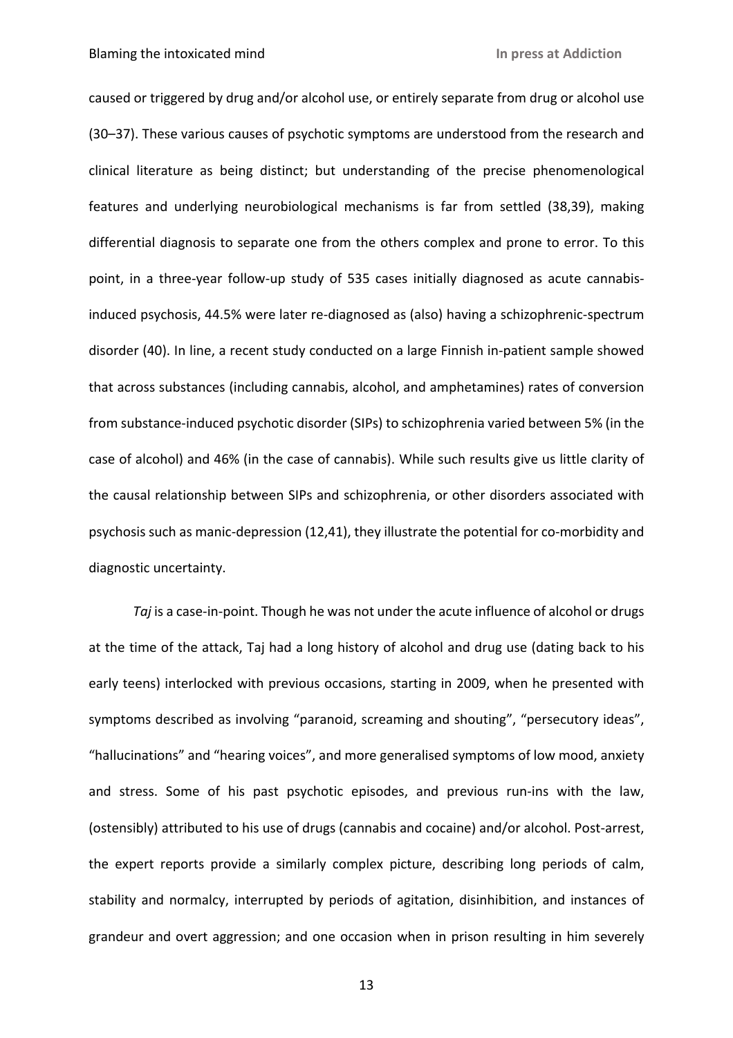caused or triggered by drug and/or alcohol use, or entirely separate from drug or alcohol use (30–37). These various causes of psychotic symptoms are understood from the research and clinical literature as being distinct; but understanding of the precise phenomenological features and underlying neurobiological mechanisms is far from settled (38,39), making differential diagnosis to separate one from the others complex and prone to error. To this point, in a three-year follow-up study of 535 cases initially diagnosed as acute cannabis-induced psychosis, 44.5% were later re-diagnosed as (also) having a schizophrenic-spectrum disorder (40). In line, a recent study conducted on a large Finnish in-patient sample showed that across substances (including cannabis, alcohol, and amphetamines) rates of conversion from substance-induced psychotic disorder (SIPs) to schizophrenia varied between 5% (in the case of alcohol) and 46% (in the case of cannabis). While such results give us little clarity of the causal relationship between SIPs and schizophrenia, or other disorders associated with psychosis such as manic-depression (12,41), they illustrate the potential for co-morbidity and diagnostic uncertainty.

*Taj* is a case-in-point. Though he was not under the acute influence of alcohol or drugs at the time of the attack, Taj had a long history of alcohol and drug use (dating back to his early teens) interlocked with previous occasions, starting in 2009, when he presented with symptoms described as involving "paranoid, screaming and shouting", "persecutory ideas", "hallucinations" and "hearing voices", and more generalised symptoms of low mood, anxiety and stress. Some of his past psychotic episodes, and previous run-ins with the law, (ostensibly) attributed to his use of drugs (cannabis and cocaine) and/or alcohol. Post-arrest, the expert reports provide a similarly complex picture, describing long periods of calm, stability and normalcy, interrupted by periods of agitation, disinhibition, and instances of grandeur and overt aggression; and one occasion when in prison resulting in him severely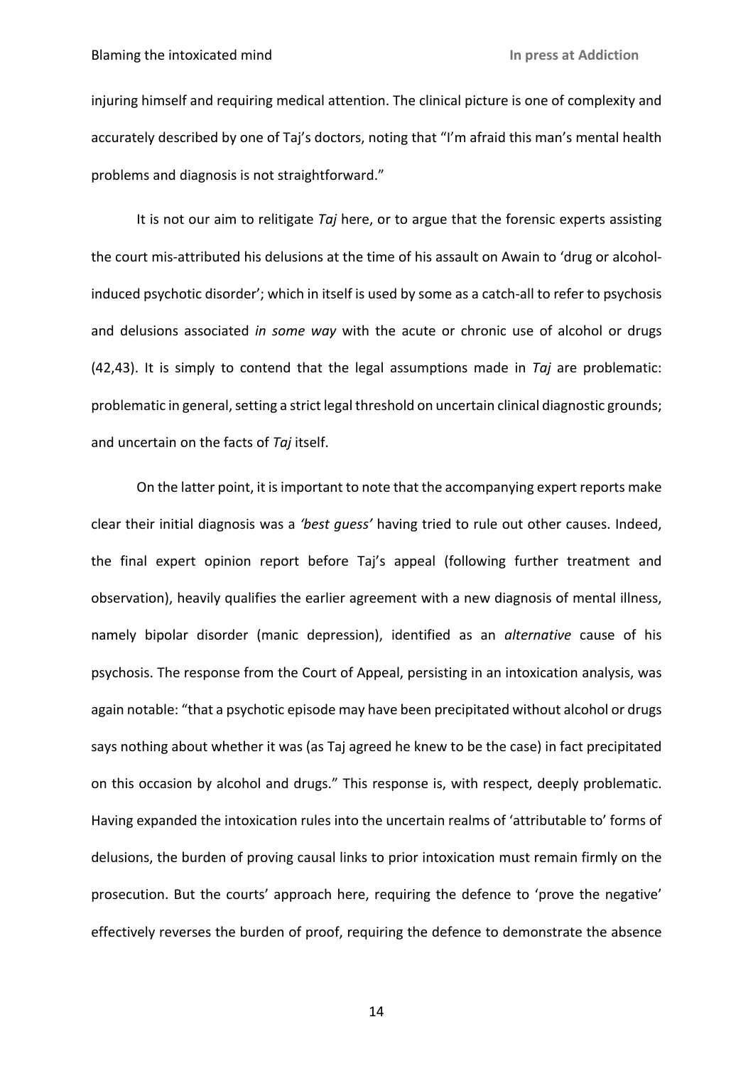injuring himself and requiring medical attention. The clinical picture is one of complexity and accurately described by one of Taj's doctors, noting that "I'm afraid this man's mental health problems and diagnosis is not straightforward."

It is not our aim to relitigate *Taj* here, or to argue that the forensic experts assisting the court mis-attributed his delusions at the time of his assault on Awain to 'drug or alcohol-induced psychotic disorder'; which in itself is used by some as a catch-all to refer to psychosis and delusions associated *in some way* with the acute or chronic use of alcohol or drugs (42,43). It is simply to contend that the legal assumptions made in *Taj* are problematic: problematic in general, setting a strict legal threshold on uncertain clinical diagnostic grounds; and uncertain on the facts of *Taj* itself.

On the latter point, it is important to note that the accompanying expert reports make clear their initial diagnosis was a *'best guess'* having tried to rule out other causes. Indeed, the final expert opinion report before Taj's appeal (following further treatment and observation), heavily qualifies the earlier agreement with a new diagnosis of mental illness, namely bipolar disorder (manic depression), identified as an *alternative* cause of his psychosis. The response from the Court of Appeal, persisting in an intoxication analysis, was again notable: "that a psychotic episode may have been precipitated without alcohol or drugs says nothing about whether it was (as Taj agreed he knew to be the case) in fact precipitated on this occasion by alcohol and drugs." This response is, with respect, deeply problematic. Having expanded the intoxication rules into the uncertain realms of 'attributable to' forms of delusions, the burden of proving causal links to prior intoxication must remain firmly on the prosecution. But the courts' approach here, requiring the defence to 'prove the negative' effectively reverses the burden of proof, requiring the defence to demonstrate the absence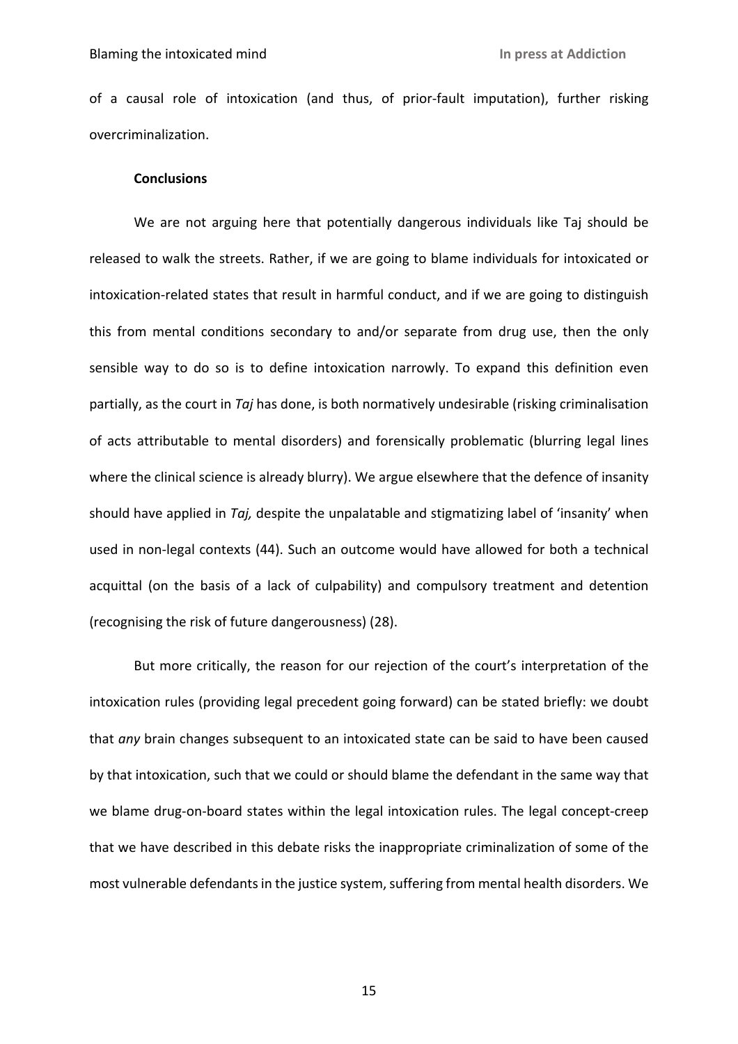of a causal role of intoxication (and thus, of prior-fault imputation), further risking overcriminalization.

### Conclusions

We are not arguing here that potentially dangerous individuals like Taj should be released to walk the streets. Rather, if we are going to blame individuals for intoxicated or intoxication-related states that result in harmful conduct, and if we are going to distinguish this from mental conditions secondary to and/or separate from drug use, then the only sensible way to do so is to define intoxication narrowly. To expand this definition even partially, as the court in *Taj* has done, is both normatively undesirable (risking criminalisation of acts attributable to mental disorders) and forensically problematic (blurring legal lines where the clinical science is already blurry). We argue elsewhere that the defence of insanity should have applied in *Taj,* despite the unpalatable and stigmatizing label of 'insanity' when used in non-legal contexts (44). Such an outcome would have allowed for both a technical acquittal (on the basis of a lack of culpability) and compulsory treatment and detention (recognising the risk of future dangerousness) (28).

But more critically, the reason for our rejection of the court's interpretation of the intoxication rules (providing legal precedent going forward) can be stated briefly: we doubt that *any* brain changes subsequent to an intoxicated state can be said to have been caused by that intoxication, such that we could or should blame the defendant in the same way that we blame drug-on-board states within the legal intoxication rules. The legal concept-creep that we have described in this debate risks the inappropriate criminalization of some of the most vulnerable defendants in the justice system, suffering from mental health disorders. We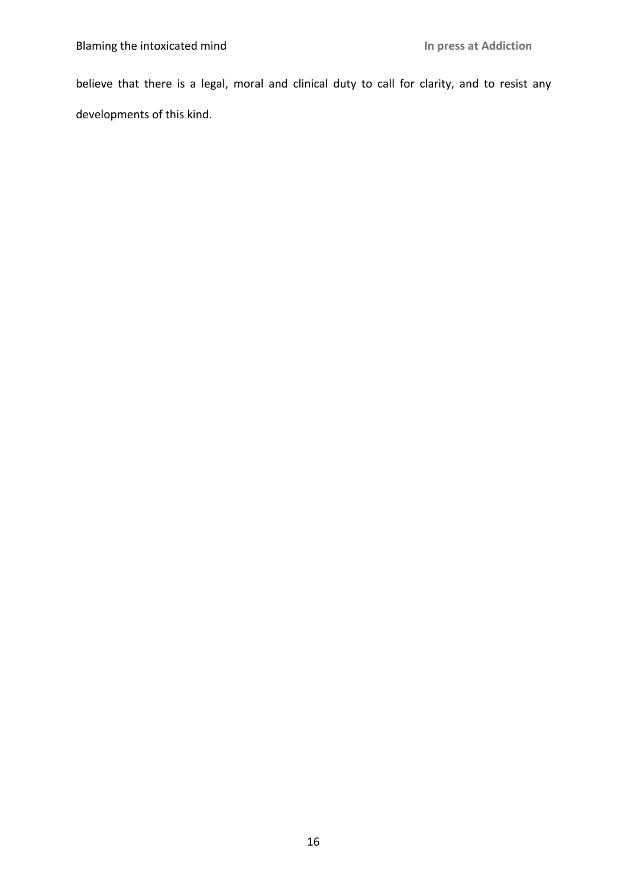believe that there is a legal, moral and clinical duty to call for clarity, and to resist any developments of this kind.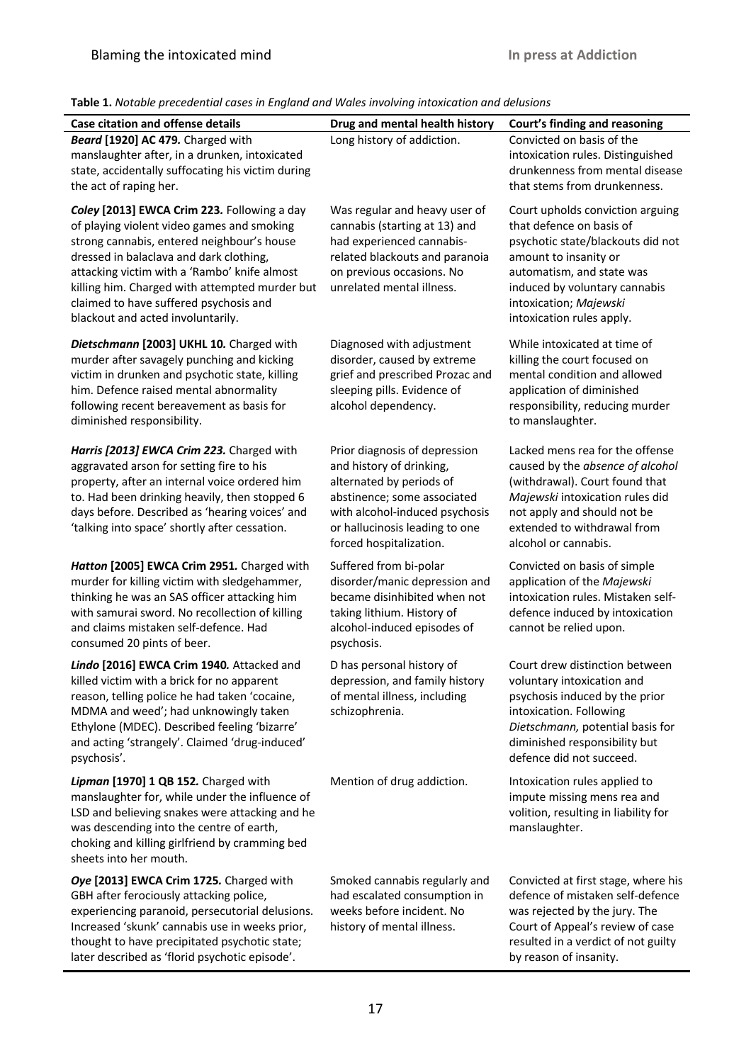**Table 1.** *Notable precedential cases in England and Wales involving intoxication and delusions*

| Case citation and offense details | Drug and mental health history | Court's finding and reasoning |
|---|---|---|
| ***Beard* [1920] AC 479.** Charged with manslaughter after, in a drunken, intoxicated state, accidentally suffocating his victim during the act of raping her. | Long history of addiction. | Convicted on basis of the intoxication rules. Distinguished drunkenness from mental disease that stems from drunkenness. |
| ***Coley* [2013] EWCA Crim 223.** Following a day of playing violent video games and smoking strong cannabis, entered neighbour's house dressed in balaclava and dark clothing, attacking victim with a 'Rambo' knife almost killing him. Charged with attempted murder but claimed to have suffered psychosis and blackout and acted involuntarily. | Was regular and heavy user of cannabis (starting at 13) and had experienced cannabis-related blackouts and paranoia on previous occasions. No unrelated mental illness. | Court upholds conviction arguing that defence on basis of psychotic state/blackouts did not amount to insanity or automatism, and state was induced by voluntary cannabis intoxication; *Majewski* intoxication rules apply. |
| ***Dietschmann* [2003] UKHL 10.** Charged with murder after savagely punching and kicking victim in drunken and psychotic state, killing him. Defence raised mental abnormality following recent bereavement as basis for diminished responsibility. | Diagnosed with adjustment disorder, caused by extreme grief and prescribed Prozac and sleeping pills. Evidence of alcohol dependency. | While intoxicated at time of killing the court focused on mental condition and allowed application of diminished responsibility, reducing murder to manslaughter. |
| ***Harris* [2013] EWCA Crim 223.** Charged with aggravated arson for setting fire to his property, after an internal voice ordered him to. Had been drinking heavily, then stopped 6 days before. Described as 'hearing voices' and 'talking into space' shortly after cessation. | Prior diagnosis of depression and history of drinking, alternated by periods of abstinence; some associated with alcohol-induced psychosis or hallucinosis leading to one forced hospitalization. | Lacked mens rea for the offense caused by the *absence of alcohol* (withdrawal). Court found that *Majewski* intoxication rules did not apply and should not be extended to withdrawal from alcohol or cannabis. |
| ***Hatton* [2005] EWCA Crim 2951.** Charged with murder for killing victim with sledgehammer, thinking he was an SAS officer attacking him with samurai sword. No recollection of killing and claims mistaken self-defence. Had consumed 20 pints of beer. | Suffered from bi-polar disorder/manic depression and became disinhibited when not taking lithium. History of alcohol-induced episodes of psychosis. | Convicted on basis of simple application of the *Majewski* intoxication rules. Mistaken self-defence induced by intoxication cannot be relied upon. |
| ***Lindo* [2016] EWCA Crim 1940.** Attacked and killed victim with a brick for no apparent reason, telling police he had taken 'cocaine, MDMA and weed'; had unknowingly taken Ethylone (MDEC). Described feeling 'bizarre' and acting 'strangely'. Claimed 'drug-induced' psychosis'. | D has personal history of depression, and family history of mental illness, including schizophrenia. | Court drew distinction between voluntary intoxication and psychosis induced by the prior intoxication. Following *Dietschmann,* potential basis for diminished responsibility but defence did not succeed. |
| ***Lipman* [1970] 1 QB 152.** Charged with manslaughter for, while under the influence of LSD and believing snakes were attacking and he was descending into the centre of earth, choking and killing girlfriend by cramming bed sheets into her mouth. | Mention of drug addiction. | Intoxication rules applied to impute missing mens rea and volition, resulting in liability for manslaughter. |
| ***Oye* [2013] EWCA Crim 1725.** Charged with GBH after ferociously attacking police, experiencing paranoid, persecutorial delusions. Increased 'skunk' cannabis use in weeks prior, thought to have precipitated psychotic state; later described as 'florid psychotic episode'. | Smoked cannabis regularly and had escalated consumption in weeks before incident. No history of mental illness. | Convicted at first stage, where his defence of mistaken self-defence was rejected by the jury. The Court of Appeal's review of case resulted in a verdict of not guilty by reason of insanity. |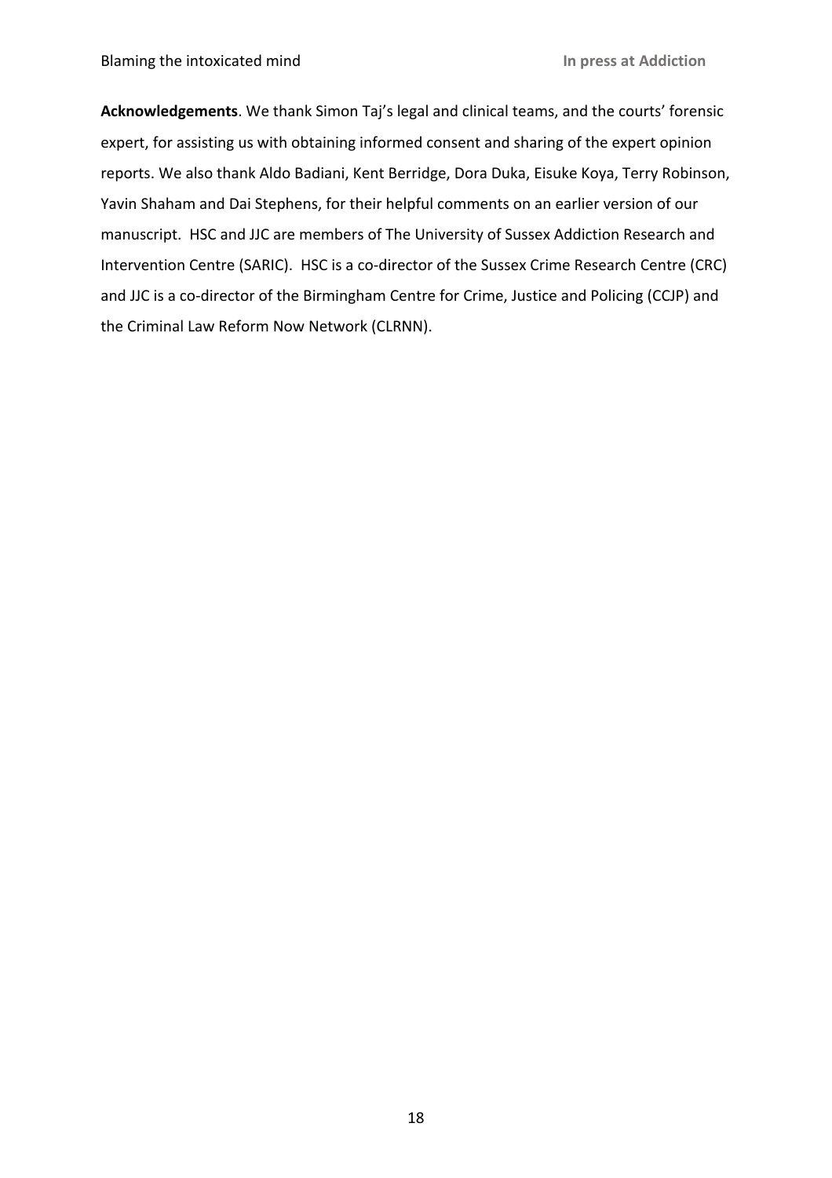**Acknowledgements**. We thank Simon Taj's legal and clinical teams, and the courts' forensic expert, for assisting us with obtaining informed consent and sharing of the expert opinion reports. We also thank Aldo Badiani, Kent Berridge, Dora Duka, Eisuke Koya, Terry Robinson, Yavin Shaham and Dai Stephens, for their helpful comments on an earlier version of our manuscript. HSC and JJC are members of The University of Sussex Addiction Research and Intervention Centre (SARIC). HSC is a co-director of the Sussex Crime Research Centre (CRC) and JJC is a co-director of the Birmingham Centre for Crime, Justice and Policing (CCJP) and the Criminal Law Reform Now Network (CLRNN).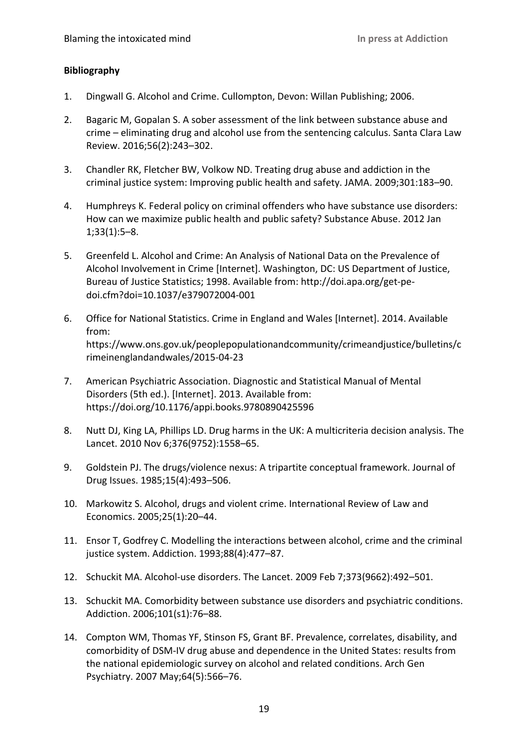**Bibliography**

1. Dingwall G. Alcohol and Crime. Cullompton, Devon: Willan Publishing; 2006.

2. Bagaric M, Gopalan S. A sober assessment of the link between substance abuse and crime – eliminating drug and alcohol use from the sentencing calculus. Santa Clara Law Review. 2016;56(2):243–302.

3. Chandler RK, Fletcher BW, Volkow ND. Treating drug abuse and addiction in the criminal justice system: Improving public health and safety. JAMA. 2009;301:183–90.

4. Humphreys K. Federal policy on criminal offenders who have substance use disorders: How can we maximize public health and public safety? Substance Abuse. 2012 Jan 1;33(1):5–8.

5. Greenfeld L. Alcohol and Crime: An Analysis of National Data on the Prevalence of Alcohol Involvement in Crime [Internet]. Washington, DC: US Department of Justice, Bureau of Justice Statistics; 1998. Available from: http://doi.apa.org/get-pe-doi.cfm?doi=10.1037/e379072004-001

6. Office for National Statistics. Crime in England and Wales [Internet]. 2014. Available from: https://www.ons.gov.uk/peoplepopulationandcommunity/crimeandjustice/bulletins/crimeinenglandandwales/2015-04-23

7. American Psychiatric Association. Diagnostic and Statistical Manual of Mental Disorders (5th ed.). [Internet]. 2013. Available from: https://doi.org/10.1176/appi.books.9780890425596

8. Nutt DJ, King LA, Phillips LD. Drug harms in the UK: A multicriteria decision analysis. The Lancet. 2010 Nov 6;376(9752):1558–65.

9. Goldstein PJ. The drugs/violence nexus: A tripartite conceptual framework. Journal of Drug Issues. 1985;15(4):493–506.

10. Markowitz S. Alcohol, drugs and violent crime. International Review of Law and Economics. 2005;25(1):20–44.

11. Ensor T, Godfrey C. Modelling the interactions between alcohol, crime and the criminal justice system. Addiction. 1993;88(4):477–87.

12. Schuckit MA. Alcohol-use disorders. The Lancet. 2009 Feb 7;373(9662):492–501.

13. Schuckit MA. Comorbidity between substance use disorders and psychiatric conditions. Addiction. 2006;101(s1):76–88.

14. Compton WM, Thomas YF, Stinson FS, Grant BF. Prevalence, correlates, disability, and comorbidity of DSM-IV drug abuse and dependence in the United States: results from the national epidemiologic survey on alcohol and related conditions. Arch Gen Psychiatry. 2007 May;64(5):566–76.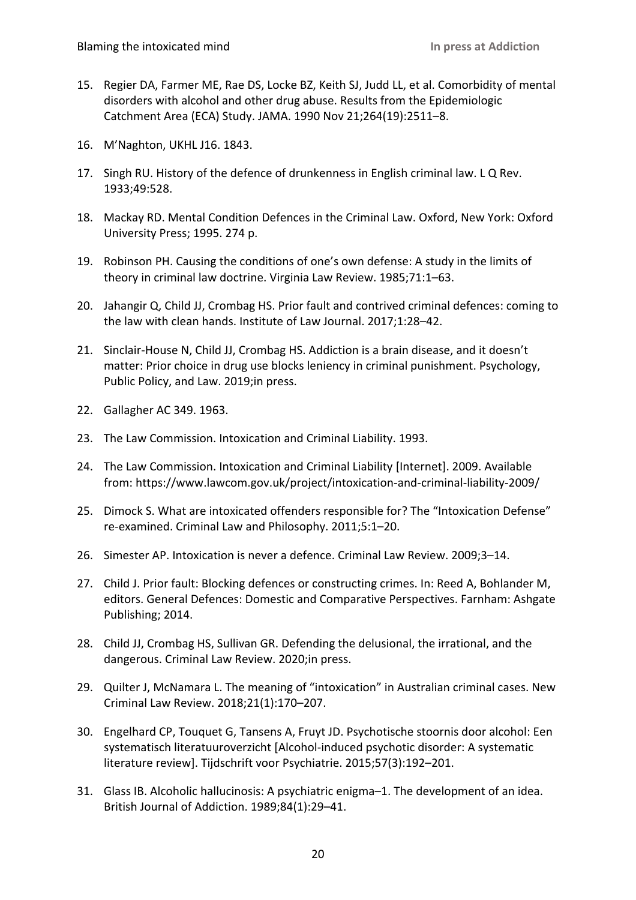15. Regier DA, Farmer ME, Rae DS, Locke BZ, Keith SJ, Judd LL, et al. Comorbidity of mental disorders with alcohol and other drug abuse. Results from the Epidemiologic Catchment Area (ECA) Study. JAMA. 1990 Nov 21;264(19):2511–8.

16. M'Naghton, UKHL J16. 1843.

17. Singh RU. History of the defence of drunkenness in English criminal law. L Q Rev. 1933;49:528.

18. Mackay RD. Mental Condition Defences in the Criminal Law. Oxford, New York: Oxford University Press; 1995. 274 p.

19. Robinson PH. Causing the conditions of one's own defense: A study in the limits of theory in criminal law doctrine. Virginia Law Review. 1985;71:1–63.

20. Jahangir Q, Child JJ, Crombag HS. Prior fault and contrived criminal defences: coming to the law with clean hands. Institute of Law Journal. 2017;1:28–42.

21. Sinclair-House N, Child JJ, Crombag HS. Addiction is a brain disease, and it doesn't matter: Prior choice in drug use blocks leniency in criminal punishment. Psychology, Public Policy, and Law. 2019;in press.

22. Gallagher AC 349. 1963.

23. The Law Commission. Intoxication and Criminal Liability. 1993.

24. The Law Commission. Intoxication and Criminal Liability [Internet]. 2009. Available from: https://www.lawcom.gov.uk/project/intoxication-and-criminal-liability-2009/

25. Dimock S. What are intoxicated offenders responsible for? The "Intoxication Defense" re-examined. Criminal Law and Philosophy. 2011;5:1–20.

26. Simester AP. Intoxication is never a defence. Criminal Law Review. 2009;3–14.

27. Child J. Prior fault: Blocking defences or constructing crimes. In: Reed A, Bohlander M, editors. General Defences: Domestic and Comparative Perspectives. Farnham: Ashgate Publishing; 2014.

28. Child JJ, Crombag HS, Sullivan GR. Defending the delusional, the irrational, and the dangerous. Criminal Law Review. 2020;in press.

29. Quilter J, McNamara L. The meaning of "intoxication" in Australian criminal cases. New Criminal Law Review. 2018;21(1):170–207.

30. Engelhard CP, Touquet G, Tansens A, Fruyt JD. Psychotische stoornis door alcohol: Een systematisch literatuuroverzicht [Alcohol-induced psychotic disorder: A systematic literature review]. Tijdschrift voor Psychiatrie. 2015;57(3):192–201.

31. Glass IB. Alcoholic hallucinosis: A psychiatric enigma–1. The development of an idea. British Journal of Addiction. 1989;84(1):29–41.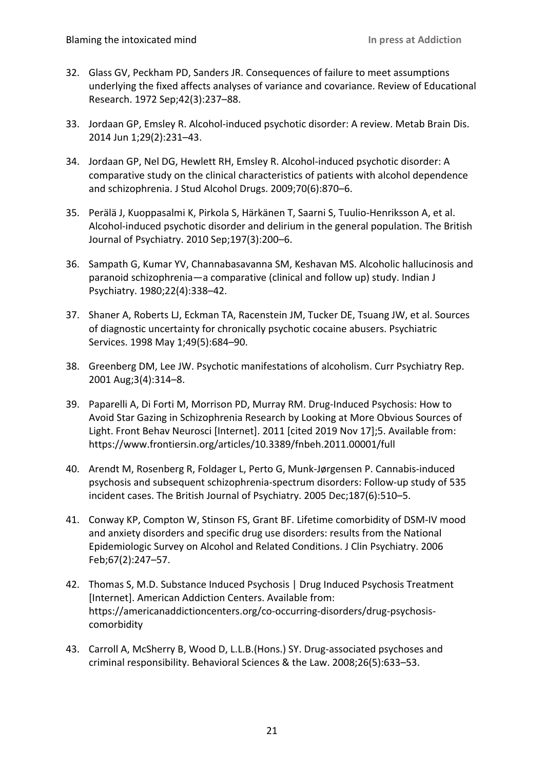32. Glass GV, Peckham PD, Sanders JR. Consequences of failure to meet assumptions underlying the fixed affects analyses of variance and covariance. Review of Educational Research. 1972 Sep;42(3):237–88.

33. Jordaan GP, Emsley R. Alcohol-induced psychotic disorder: A review. Metab Brain Dis. 2014 Jun 1;29(2):231–43.

34. Jordaan GP, Nel DG, Hewlett RH, Emsley R. Alcohol-induced psychotic disorder: A comparative study on the clinical characteristics of patients with alcohol dependence and schizophrenia. J Stud Alcohol Drugs. 2009;70(6):870–6.

35. Perälä J, Kuoppasalmi K, Pirkola S, Härkänen T, Saarni S, Tuulio-Henriksson A, et al. Alcohol-induced psychotic disorder and delirium in the general population. The British Journal of Psychiatry. 2010 Sep;197(3):200–6.

36. Sampath G, Kumar YV, Channabasavanna SM, Keshavan MS. Alcoholic hallucinosis and paranoid schizophrenia—a comparative (clinical and follow up) study. Indian J Psychiatry. 1980;22(4):338–42.

37. Shaner A, Roberts LJ, Eckman TA, Racenstein JM, Tucker DE, Tsuang JW, et al. Sources of diagnostic uncertainty for chronically psychotic cocaine abusers. Psychiatric Services. 1998 May 1;49(5):684–90.

38. Greenberg DM, Lee JW. Psychotic manifestations of alcoholism. Curr Psychiatry Rep. 2001 Aug;3(4):314–8.

39. Paparelli A, Di Forti M, Morrison PD, Murray RM. Drug-Induced Psychosis: How to Avoid Star Gazing in Schizophrenia Research by Looking at More Obvious Sources of Light. Front Behav Neurosci [Internet]. 2011 [cited 2019 Nov 17];5. Available from: https://www.frontiersin.org/articles/10.3389/fnbeh.2011.00001/full

40. Arendt M, Rosenberg R, Foldager L, Perto G, Munk-Jørgensen P. Cannabis-induced psychosis and subsequent schizophrenia-spectrum disorders: Follow-up study of 535 incident cases. The British Journal of Psychiatry. 2005 Dec;187(6):510–5.

41. Conway KP, Compton W, Stinson FS, Grant BF. Lifetime comorbidity of DSM-IV mood and anxiety disorders and specific drug use disorders: results from the National Epidemiologic Survey on Alcohol and Related Conditions. J Clin Psychiatry. 2006 Feb;67(2):247–57.

42. Thomas S, M.D. Substance Induced Psychosis | Drug Induced Psychosis Treatment [Internet]. American Addiction Centers. Available from: https://americanaddictioncenters.org/co-occurring-disorders/drug-psychosis-comorbidity

43. Carroll A, McSherry B, Wood D, L.L.B.(Hons.) SY. Drug-associated psychoses and criminal responsibility. Behavioral Sciences & the Law. 2008;26(5):633–53.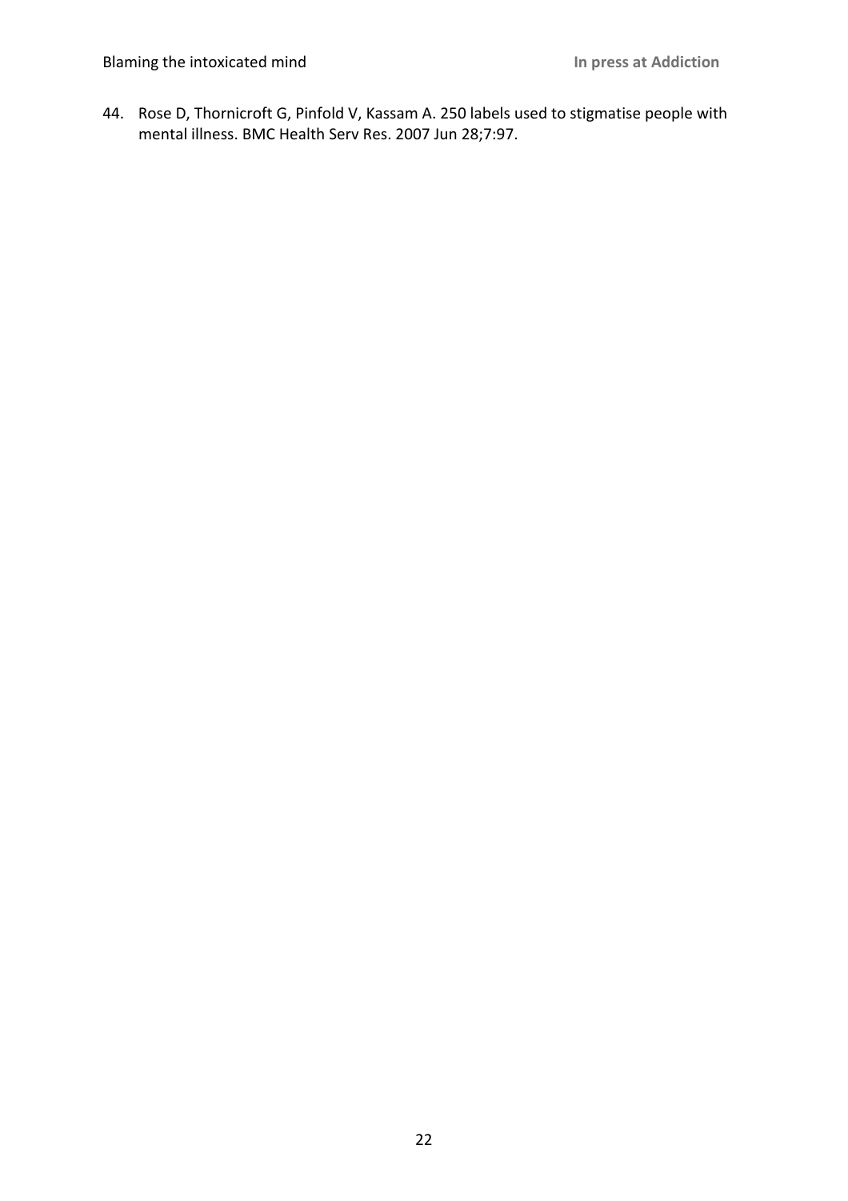44. Rose D, Thornicroft G, Pinfold V, Kassam A. 250 labels used to stigmatise people with mental illness. BMC Health Serv Res. 2007 Jun 28;7:97.